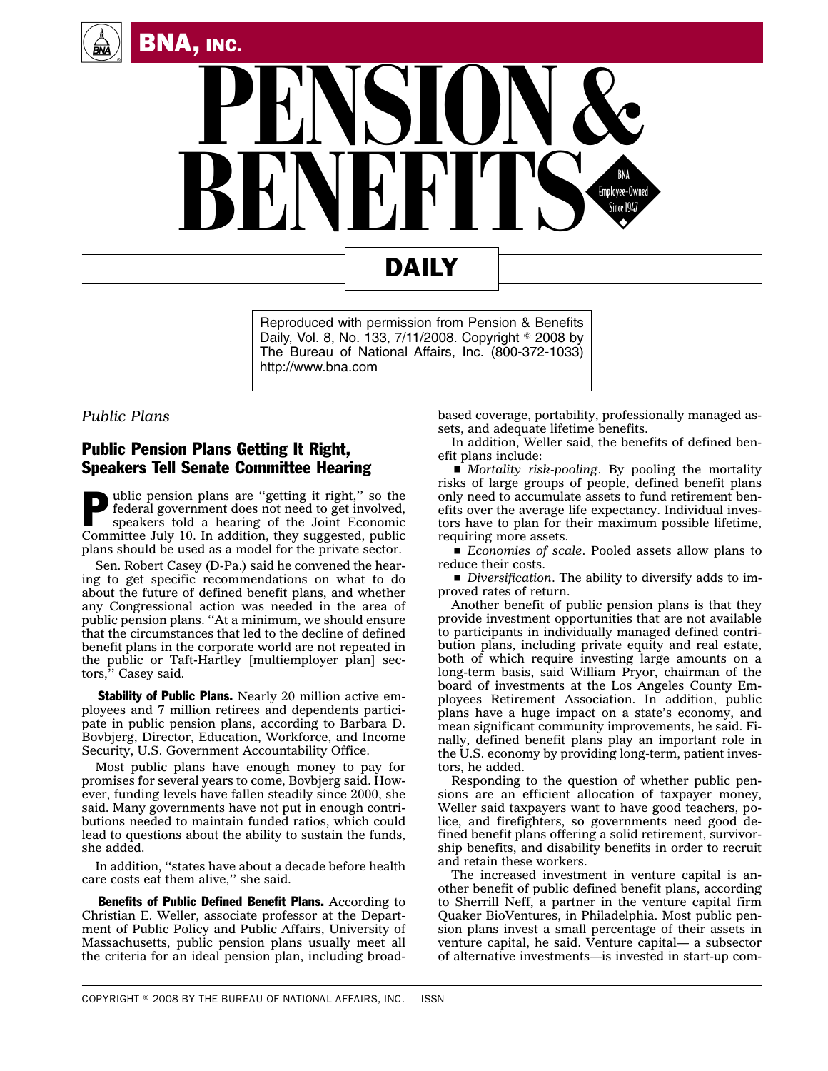# PENSION & BENEFITS DAILY

Reproduced with permission from Pension & Benefits Daily, Vol. 8, No. 133, 7/11/2008. Copyright © 2008 by The Bureau of National Affairs, Inc. (800-372-1033) http://www.bna.com

*Public Plans*

## Public Pension Plans Getting It Right, Speakers Tell Senate Committee Hearing

Public pension plans are ''getting it right,'' so the federal government does not need to get involved, speakers told a hearing of the Joint Economic Committee July 10. In addition, they suggested, public plans should be used as a model for the private sector.

Sen. Robert Casey (D-Pa.) said he convened the hearing to get specific recommendations on what to do about the future of defined benefit plans, and whether any Congressional action was needed in the area of public pension plans. ''At a minimum, we should ensure that the circumstances that led to the decline of defined benefit plans in the corporate world are not repeated in the public or Taft-Hartley [multiemployer plan] sectors,'' Casey said.

**Stability of Public Plans.** Nearly 20 million active employees and 7 million retirees and dependents participate in public pension plans, according to Barbara D. Bovbjerg, Director, Education, Workforce, and Income Security, U.S. Government Accountability Office.

Most public plans have enough money to pay for promises for several years to come, Bovbjerg said. However, funding levels have fallen steadily since 2000, she said. Many governments have not put in enough contributions needed to maintain funded ratios, which could lead to questions about the ability to sustain the funds, she added.

In addition, ''states have about a decade before health care costs eat them alive,'' she said.

**Benefits of Public Defined Benefit Plans.** According to Christian E. Weller, associate professor at the Department of Public Policy and Public Affairs, University of Massachusetts, public pension plans usually meet all the criteria for an ideal pension plan, including broad-based coverage, portability, professionally managed assets, and adequate lifetime benefits.

In addition, Weller said, the benefits of defined benefit plans include:

- *Mortality risk-pooling*. By pooling the mortality risks of large groups of people, defined benefit plans only need to accumulate assets to fund retirement benefits over the average life expectancy. Individual investors have to plan for their maximum possible lifetime, requiring more assets.
- *Economies of scale*. Pooled assets allow plans to reduce their costs.
- *Diversification*. The ability to diversify adds to improved rates of return.

Another benefit of public pension plans is that they provide investment opportunities that are not available to participants in individually managed defined contribution plans, including private equity and real estate, both of which require investing large amounts on a long-term basis, said William Pryor, chairman of the board of investments at the Los Angeles County Employees Retirement Association. In addition, public plans have a huge impact on a state's economy, and mean significant community improvements, he said. Finally, defined benefit plans play an important role in the U.S. economy by providing long-term, patient investors, he added.

Responding to the question of whether public pensions are an efficient allocation of taxpayer money, Weller said taxpayers want to have good teachers, police, and firefighters, so governments need good defined benefit plans offering a solid retirement, survivorship benefits, and disability benefits in order to recruit and retain these workers.

The increased investment in venture capital is another benefit of public defined benefit plans, according to Sherrill Neff, a partner in the venture capital firm Quaker BioVentures, in Philadelphia. Most public pension plans invest a small percentage of their assets in venture capital, he said. Venture capital— a subsector of alternative investments—is invested in start-up com-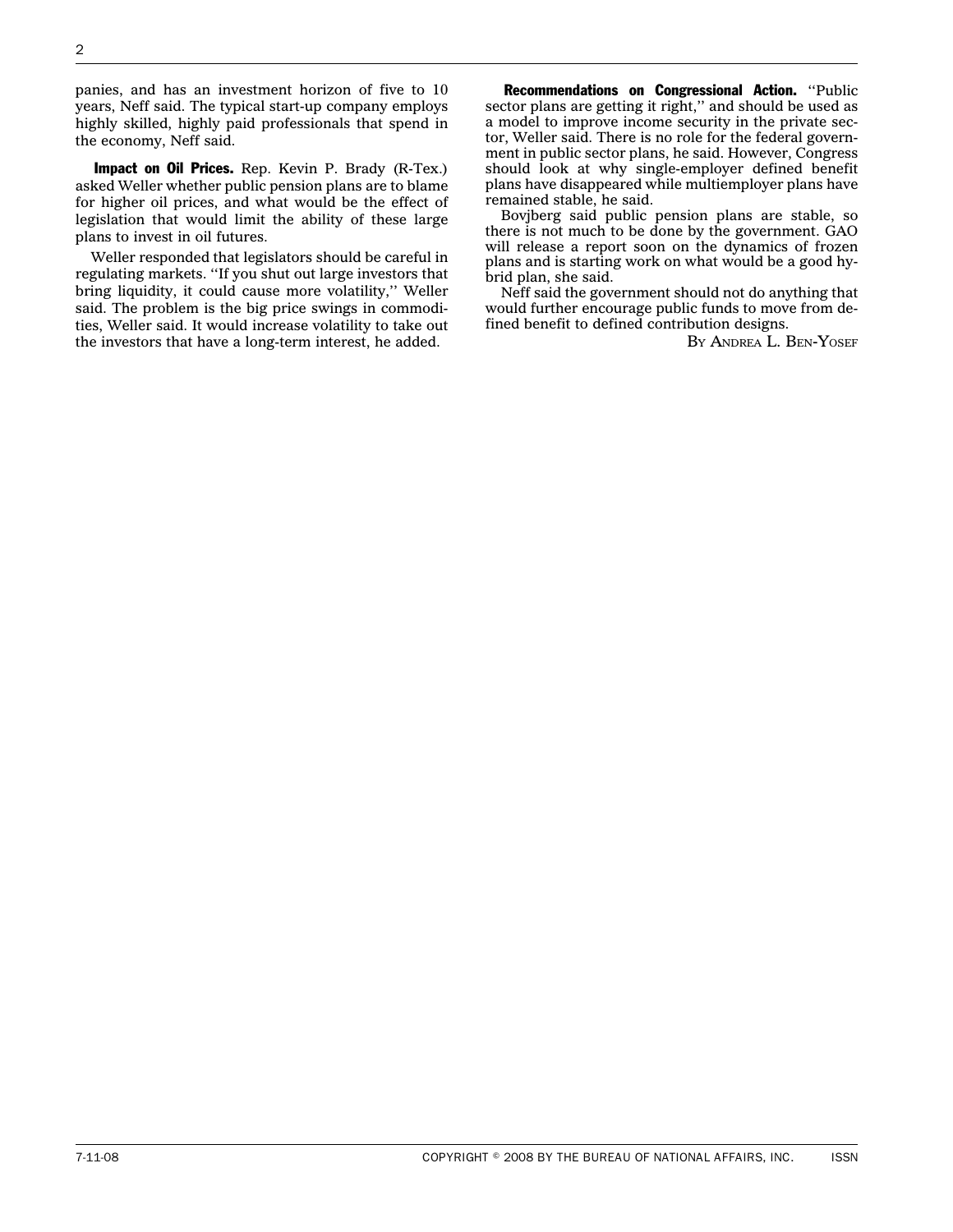panies, and has an investment horizon of five to 10 years, Neff said. The typical start-up company employs highly skilled, highly paid professionals that spend in the economy, Neff said.

**Impact on Oil Prices.** Rep. Kevin P. Brady (R-Tex.) asked Weller whether public pension plans are to blame for higher oil prices, and what would be the effect of legislation that would limit the ability of these large plans to invest in oil futures.

Weller responded that legislators should be careful in regulating markets. ''If you shut out large investors that bring liquidity, it could cause more volatility,'' Weller said. The problem is the big price swings in commodities, Weller said. It would increase volatility to take out the investors that have a long-term interest, he added.

**Recommendations on Congressional Action.** ''Public sector plans are getting it right,'' and should be used as a model to improve income security in the private sector, Weller said. There is no role for the federal government in public sector plans, he said. However, Congress should look at why single-employer defined benefit plans have disappeared while multiemployer plans have remained stable, he said.

Bovjberg said public pension plans are stable, so there is not much to be done by the government. GAO will release a report soon on the dynamics of frozen plans and is starting work on what would be a good hybrid plan, she said.

Neff said the government should not do anything that would further encourage public funds to move from defined benefit to defined contribution designs.

BY ANDREA L. BEN-YOSEF